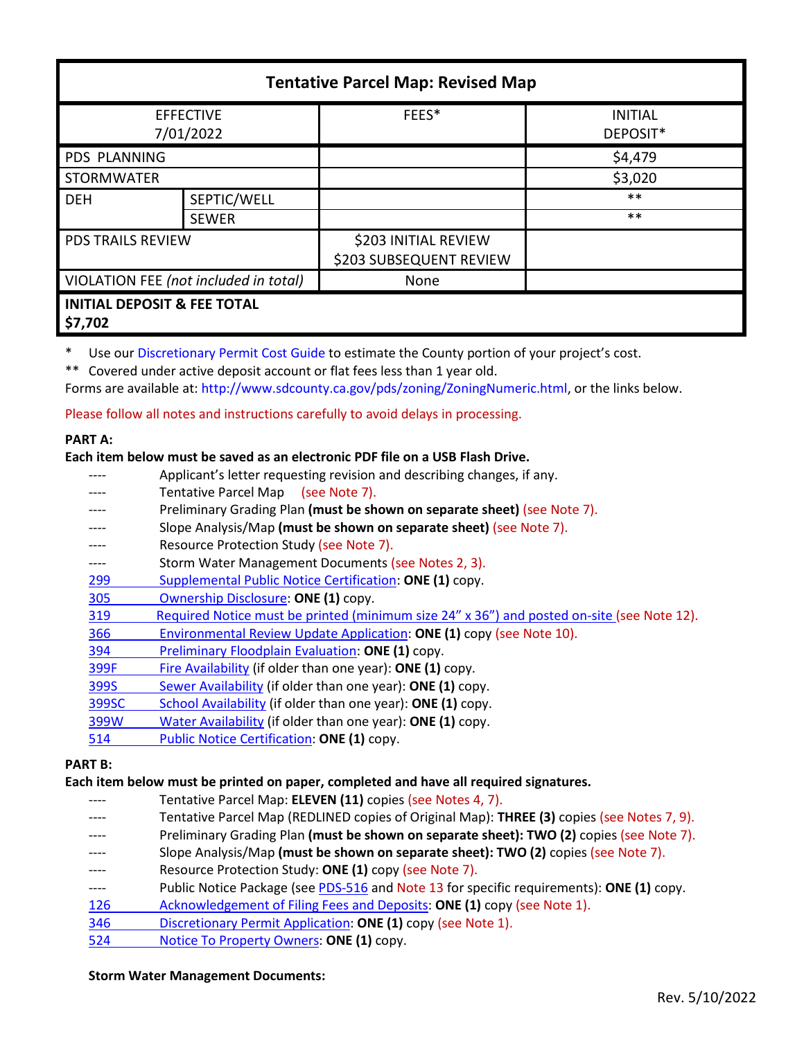| Tentative Parcel Map: Revised Map | | | |
|---|---|---|---|
| EFFECTIVE 7/01/2022 | | FEES* | INITIAL DEPOSIT* |
| PDS PLANNING | | | $4,479 |
| STORMWATER | | | $3,020 |
| DEH | SEPTIC/WELL | | ** |
| | SEWER | | ** |
| PDS TRAILS REVIEW | | $203 INITIAL REVIEW $203 SUBSEQUENT REVIEW | |
| VIOLATION FEE *(not included in total)* | | None | |
| **INITIAL DEPOSIT & FEE TOTAL $7,702** | | | |

\* Use our Discretionary Permit Cost Guide to estimate the County portion of your project's cost.

\*\* Covered under active deposit account or flat fees less than 1 year old.

Forms are available at: http://www.sdcounty.ca.gov/pds/zoning/ZoningNumeric.html, or the links below.

Please follow all notes and instructions carefully to avoid delays in processing.

**PART A:**

**Each item below must be saved as an electronic PDF file on a USB Flash Drive.**

- ---- Applicant's letter requesting revision and describing changes, if any.
- ---- Tentative Parcel Map (see Note 7).
- ---- Preliminary Grading Plan **(must be shown on separate sheet)** (see Note 7).
- ---- Slope Analysis/Map **(must be shown on separate sheet)** (see Note 7).
- ---- Resource Protection Study (see Note 7).
- ---- Storm Water Management Documents (see Notes 2, 3).
- 299 Supplemental Public Notice Certification: **ONE (1)** copy.
- 305 Ownership Disclosure: **ONE (1)** copy.
- 319 Required Notice must be printed (minimum size 24" x 36") and posted on-site (see Note 12).
- 366 Environmental Review Update Application: **ONE (1)** copy (see Note 10).
- 394 Preliminary Floodplain Evaluation: **ONE (1)** copy.
- 399F Fire Availability (if older than one year): **ONE (1)** copy.
- 399S Sewer Availability (if older than one year): **ONE (1)** copy.
- 399SC School Availability (if older than one year): **ONE (1)** copy.
- 399W Water Availability (if older than one year): **ONE (1)** copy.
- 514 Public Notice Certification: **ONE (1)** copy.

**PART B:**

**Each item below must be printed on paper, completed and have all required signatures.**

- ---- Tentative Parcel Map: **ELEVEN (11)** copies (see Notes 4, 7).
- ---- Tentative Parcel Map (REDLINED copies of Original Map): **THREE (3)** copies (see Notes 7, 9).
- ---- Preliminary Grading Plan **(must be shown on separate sheet): TWO (2)** copies (see Note 7).
- ---- Slope Analysis/Map **(must be shown on separate sheet): TWO (2)** copies (see Note 7).
- ---- Resource Protection Study: **ONE (1)** copy (see Note 7).
- ---- Public Notice Package (see PDS-516 and Note 13 for specific requirements): **ONE (1)** copy.
- 126 Acknowledgement of Filing Fees and Deposits: **ONE (1)** copy (see Note 1).
- 346 Discretionary Permit Application: **ONE (1)** copy (see Note 1).
- 524 Notice To Property Owners: **ONE (1)** copy.

**Storm Water Management Documents:**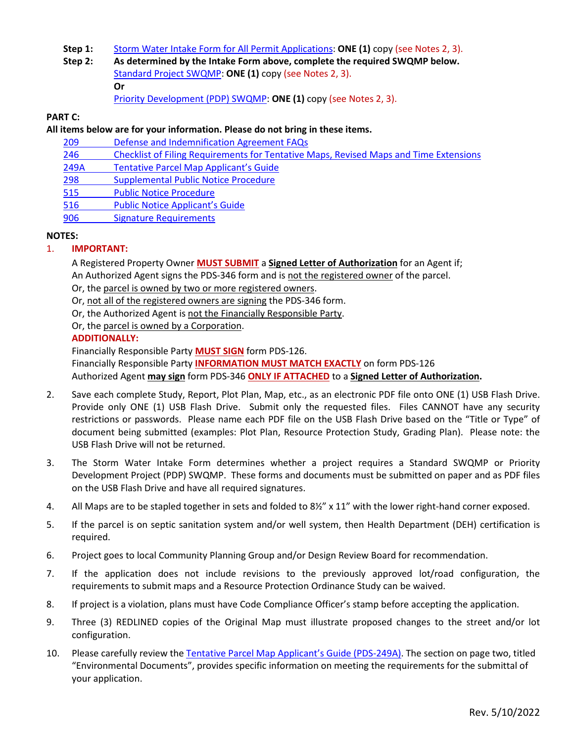**Step 1:** Storm Water Intake Form for All Permit Applications: **ONE (1)** copy (see Notes 2, 3).

**Step 2:** **As determined by the Intake Form above, complete the required SWQMP below.**
Standard Project SWQMP: **ONE (1)** copy (see Notes 2, 3).
**Or**
Priority Development (PDP) SWQMP: **ONE (1)** copy (see Notes 2, 3).

**PART C:**

**All items below are for your information. Please do not bring in these items.**

- 209 Defense and Indemnification Agreement FAQs
- 246 Checklist of Filing Requirements for Tentative Maps, Revised Maps and Time Extensions
- 249A Tentative Parcel Map Applicant's Guide
- 298 Supplemental Public Notice Procedure
- 515 Public Notice Procedure
- 516 Public Notice Applicant's Guide
- 906 Signature Requirements

**NOTES:**

1. **IMPORTANT:**
   A Registered Property Owner **MUST SUBMIT** a **Signed Letter of Authorization** for an Agent if;
   An Authorized Agent signs the PDS-346 form and is not the registered owner of the parcel.
   Or, the parcel is owned by two or more registered owners.
   Or, not all of the registered owners are signing the PDS-346 form.
   Or, the Authorized Agent is not the Financially Responsible Party.
   Or, the parcel is owned by a Corporation.
   **ADDITIONALLY:**
   Financially Responsible Party **MUST SIGN** form PDS-126.
   Financially Responsible Party **INFORMATION MUST MATCH EXACTLY** on form PDS-126
   Authorized Agent **may sign** form PDS-346 **ONLY IF ATTACHED** to a **Signed Letter of Authorization.**

2. Save each complete Study, Report, Plot Plan, Map, etc., as an electronic PDF file onto ONE (1) USB Flash Drive. Provide only ONE (1) USB Flash Drive. Submit only the requested files. Files CANNOT have any security restrictions or passwords. Please name each PDF file on the USB Flash Drive based on the "Title or Type" of document being submitted (examples: Plot Plan, Resource Protection Study, Grading Plan). Please note: the USB Flash Drive will not be returned.

3. The Storm Water Intake Form determines whether a project requires a Standard SWQMP or Priority Development Project (PDP) SWQMP. These forms and documents must be submitted on paper and as PDF files on the USB Flash Drive and have all required signatures.

4. All Maps are to be stapled together in sets and folded to 8½" x 11" with the lower right-hand corner exposed.

5. If the parcel is on septic sanitation system and/or well system, then Health Department (DEH) certification is required.

6. Project goes to local Community Planning Group and/or Design Review Board for recommendation.

7. If the application does not include revisions to the previously approved lot/road configuration, the requirements to submit maps and a Resource Protection Ordinance Study can be waived.

8. If project is a violation, plans must have Code Compliance Officer's stamp before accepting the application.

9. Three (3) REDLINED copies of the Original Map must illustrate proposed changes to the street and/or lot configuration.

10. Please carefully review the Tentative Parcel Map Applicant's Guide (PDS-249A). The section on page two, titled "Environmental Documents", provides specific information on meeting the requirements for the submittal of your application.

Rev. 5/10/2022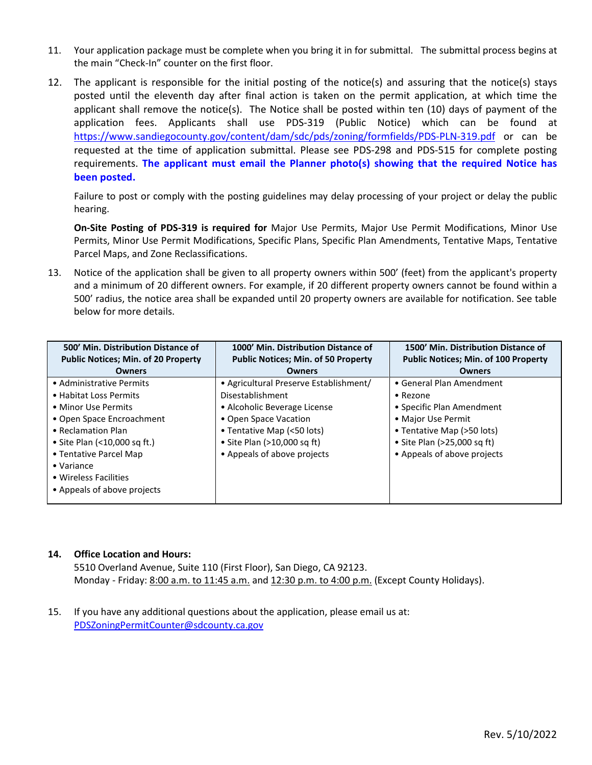11. Your application package must be complete when you bring it in for submittal. The submittal process begins at the main "Check-In" counter on the first floor.

12. The applicant is responsible for the initial posting of the notice(s) and assuring that the notice(s) stays posted until the eleventh day after final action is taken on the permit application, at which time the applicant shall remove the notice(s). The Notice shall be posted within ten (10) days of payment of the application fees. Applicants shall use PDS-319 (Public Notice) which can be found at https://www.sandiegocounty.gov/content/dam/sdc/pds/zoning/formfields/PDS-PLN-319.pdf or can be requested at the time of application submittal. Please see PDS-298 and PDS-515 for complete posting requirements. **The applicant must email the Planner photo(s) showing that the required Notice has been posted.**

    Failure to post or comply with the posting guidelines may delay processing of your project or delay the public hearing.

    **On-Site Posting of PDS-319 is required for** Major Use Permits, Major Use Permit Modifications, Minor Use Permits, Minor Use Permit Modifications, Specific Plans, Specific Plan Amendments, Tentative Maps, Tentative Parcel Maps, and Zone Reclassifications.

13. Notice of the application shall be given to all property owners within 500' (feet) from the applicant's property and a minimum of 20 different owners. For example, if 20 different property owners cannot be found within a 500' radius, the notice area shall be expanded until 20 property owners are available for notification. See table below for more details.

| 500' Min. Distribution Distance of Public Notices; Min. of 20 Property Owners | 1000' Min. Distribution Distance of Public Notices; Min. of 50 Property Owners | 1500' Min. Distribution Distance of Public Notices; Min. of 100 Property Owners |
|---|---|---|
| • Administrative Permits<br>• Habitat Loss Permits<br>• Minor Use Permits<br>• Open Space Encroachment<br>• Reclamation Plan<br>• Site Plan (<10,000 sq ft.)<br>• Tentative Parcel Map<br>• Variance<br>• Wireless Facilities<br>• Appeals of above projects | • Agricultural Preserve Establishment/ Disestablishment<br>• Alcoholic Beverage License<br>• Open Space Vacation<br>• Tentative Map (<50 lots)<br>• Site Plan (>10,000 sq ft)<br>• Appeals of above projects | • General Plan Amendment<br>• Rezone<br>• Specific Plan Amendment<br>• Major Use Permit<br>• Tentative Map (>50 lots)<br>• Site Plan (>25,000 sq ft)<br>• Appeals of above projects |

14. **Office Location and Hours:**
    5510 Overland Avenue, Suite 110 (First Floor), San Diego, CA 92123.
    Monday - Friday: 8:00 a.m. to 11:45 a.m. and 12:30 p.m. to 4:00 p.m. (Except County Holidays).

15. If you have any additional questions about the application, please email us at: PDSZoningPermitCounter@sdcounty.ca.gov

Rev. 5/10/2022